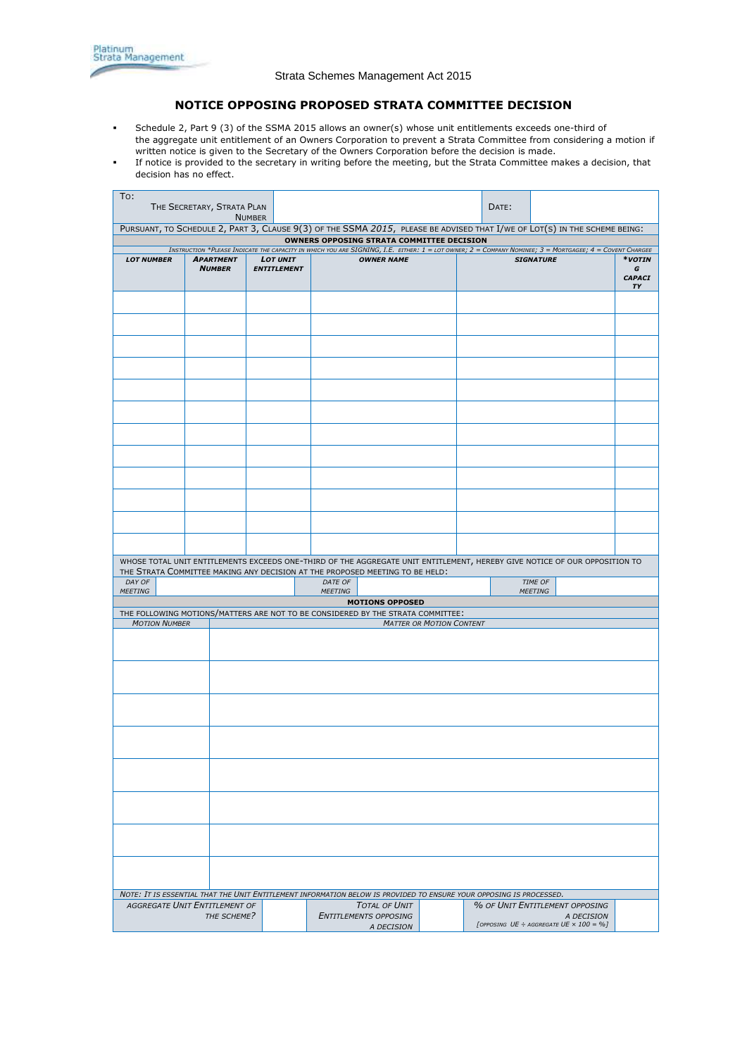Platinum Strata Management

Strata Schemes Management Act 2015

# NOTICE OPPOSING PROPOSED STRATA COMMITTEE DECISION

- Schedule 2, Part 9 (3) of the SSMA 2015 allows an owner(s) whose unit entitlements exceeds one-third of the aggregate unit entitlement of an Owners Corporation to prevent a Strata Committee from considering a motion if written notice is given to the Secretary of the Owners Corporation before the decision is made.
- If notice is provided to the secretary in writing before the meeting, but the Strata Committee makes a decision, that decision has no effect.

| To: The Secretary, Strata Plan Number | | Date: | |
|---|---|---|---|

Pursuant, to Schedule 2, Part 3, Clause 9(3) of the SSMA *2015*, please be advised that I/we of Lot(s) in the scheme being:

**OWNERS OPPOSING STRATA COMMITTEE DECISION**

*Instruction \*Please indicate the capacity in which you are signing, i.e. either: 1 = Lot owner; 2 = Company Nominee; 3 = Mortgagee; 4 = Covent Chargee*

| *Lot Number* | *Apartment Number* | *Lot Unit Entitlement* | *Owner Name* | *Signature* | *\*Voting Capacity* |
|---|---|---|---|---|---|
| | | | | | |
| | | | | | |
| | | | | | |
| | | | | | |
| | | | | | |
| | | | | | |
| | | | | | |
| | | | | | |
| | | | | | |
| | | | | | |
| | | | | | |
| | | | | | |

Whose total unit entitlements exceeds one-third of the aggregate unit entitlement, hereby give notice of our opposition to the Strata Committee making any decision at the proposed meeting to be held:

| *Day of Meeting* | | *Date of Meeting* | | *Time of Meeting* | |
|---|---|---|---|---|---|

**MOTIONS OPPOSED**

The following motions/matters are not to be considered by the Strata Committee:

| *Motion Number* | *Matter or Motion Content* |
|---|---|
| | |
| | |
| | |
| | |
| | |
| | |
| | |
| | |

*Note: It is essential that the Unit Entitlement information below is provided to ensure your opposing is processed.*

| *Aggregate Unit Entitlement of the Scheme?* | | *Total of Unit Entitlements Opposing a Decision* | | *% of Unit Entitlement Opposing a Decision [Opposing UE ÷ Aggregate UE × 100 = %]* | |
|---|---|---|---|---|---|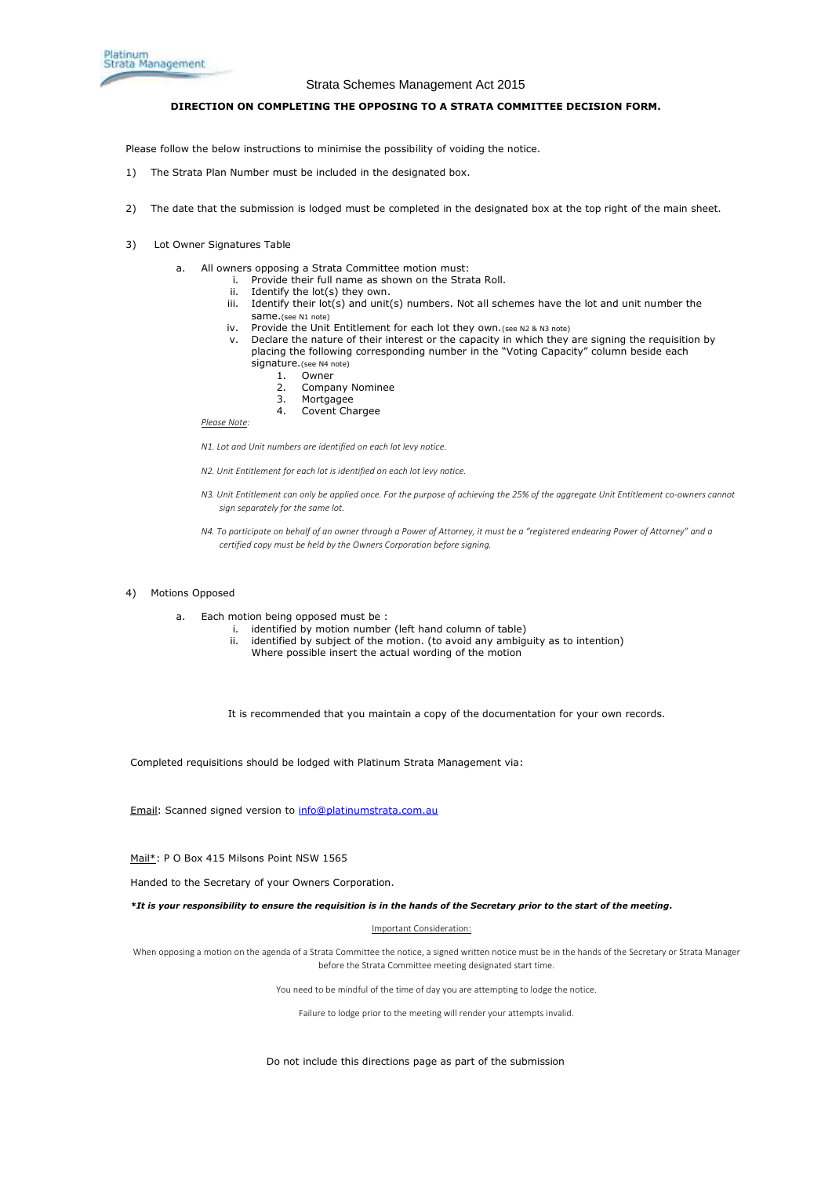Platinum Strata Management

Strata Schemes Management Act 2015

**DIRECTION ON COMPLETING THE OPPOSING TO A STRATA COMMITTEE DECISION FORM.**

Please follow the below instructions to minimise the possibility of voiding the notice.

1) The Strata Plan Number must be included in the designated box.

2) The date that the submission is lodged must be completed in the designated box at the top right of the main sheet.

3) Lot Owner Signatures Table

   a. All owners opposing a Strata Committee motion must:
      i. Provide their full name as shown on the Strata Roll.
      ii. Identify the lot(s) they own.
      iii. Identify their lot(s) and unit(s) numbers. Not all schemes have the lot and unit number the same. (see N1 note)
      iv. Provide the Unit Entitlement for each lot they own. (see N2 & N3 note)
      v. Declare the nature of their interest or the capacity in which they are signing the requisition by placing the following corresponding number in the "Voting Capacity" column beside each signature. (see N4 note)
         1. Owner
         2. Company Nominee
         3. Mortgagee
         4. Covent Chargee

   *Please Note:*

   *N1. Lot and Unit numbers are identified on each lot levy notice.*

   *N2. Unit Entitlement for each lot is identified on each lot levy notice.*

   *N3. Unit Entitlement can only be applied once. For the purpose of achieving the 25% of the aggregate Unit Entitlement co-owners cannot sign separately for the same lot.*

   *N4. To participate on behalf of an owner through a Power of Attorney, it must be a "registered endearing Power of Attorney" and a certified copy must be held by the Owners Corporation before signing.*

4) Motions Opposed

   a. Each motion being opposed must be :
      i. identified by motion number (left hand column of table)
      ii. identified by subject of the motion. (to avoid any ambiguity as to intention) Where possible insert the actual wording of the motion

It is recommended that you maintain a copy of the documentation for your own records.

Completed requisitions should be lodged with Platinum Strata Management via:

Email: Scanned signed version to info@platinumstrata.com.au

Mail*: P O Box 415 Milsons Point NSW 1565

Handed to the Secretary of your Owners Corporation.

***It is your responsibility to ensure the requisition is in the hands of the Secretary prior to the start of the meeting.**

Important Consideration:

When opposing a motion on the agenda of a Strata Committee the notice, a signed written notice must be in the hands of the Secretary or Strata Manager before the Strata Committee meeting designated start time.

You need to be mindful of the time of day you are attempting to lodge the notice.

Failure to lodge prior to the meeting will render your attempts invalid.

Do not include this directions page as part of the submission